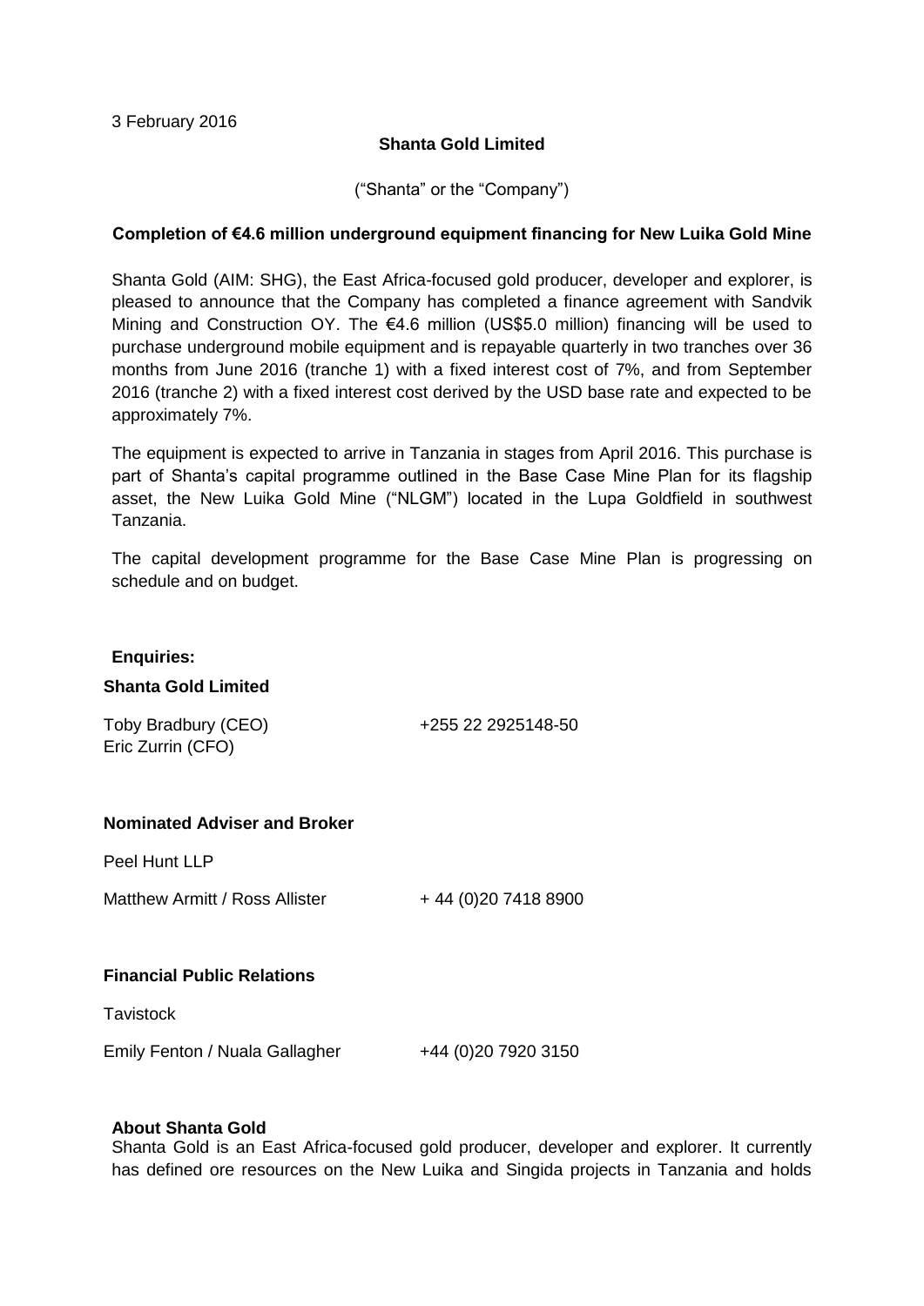3 February 2016

**Shanta Gold Limited**

("Shanta" or the "Company")

**Completion of €4.6 million underground equipment financing for New Luika Gold Mine**

Shanta Gold (AIM: SHG), the East Africa-focused gold producer, developer and explorer, is pleased to announce that the Company has completed a finance agreement with Sandvik Mining and Construction OY. The €4.6 million (US$5.0 million) financing will be used to purchase underground mobile equipment and is repayable quarterly in two tranches over 36 months from June 2016 (tranche 1) with a fixed interest cost of 7%, and from September 2016 (tranche 2) with a fixed interest cost derived by the USD base rate and expected to be approximately 7%.

The equipment is expected to arrive in Tanzania in stages from April 2016. This purchase is part of Shanta's capital programme outlined in the Base Case Mine Plan for its flagship asset, the New Luika Gold Mine ("NLGM") located in the Lupa Goldfield in southwest Tanzania.

The capital development programme for the Base Case Mine Plan is progressing on schedule and on budget.

**Enquiries:**

**Shanta Gold Limited**

Toby Bradbury (CEO) +255 22 2925148-50
Eric Zurrin (CFO)

**Nominated Adviser and Broker**

Peel Hunt LLP

Matthew Armitt / Ross Allister + 44 (0)20 7418 8900

**Financial Public Relations**

Tavistock

Emily Fenton / Nuala Gallagher +44 (0)20 7920 3150

**About Shanta Gold**

Shanta Gold is an East Africa-focused gold producer, developer and explorer. It currently has defined ore resources on the New Luika and Singida projects in Tanzania and holds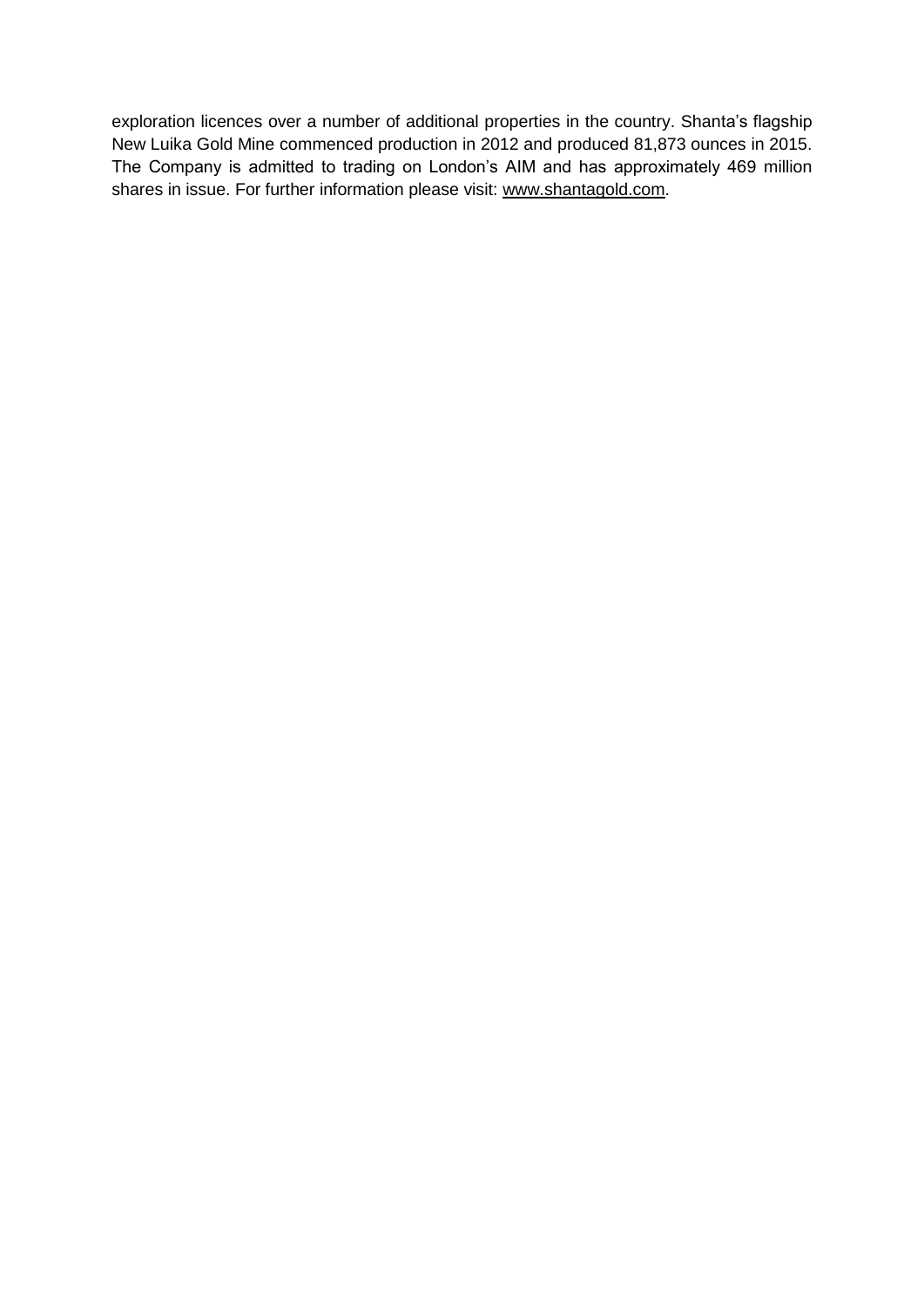exploration licences over a number of additional properties in the country. Shanta's flagship New Luika Gold Mine commenced production in 2012 and produced 81,873 ounces in 2015. The Company is admitted to trading on London's AIM and has approximately 469 million shares in issue. For further information please visit: www.shantagold.com.